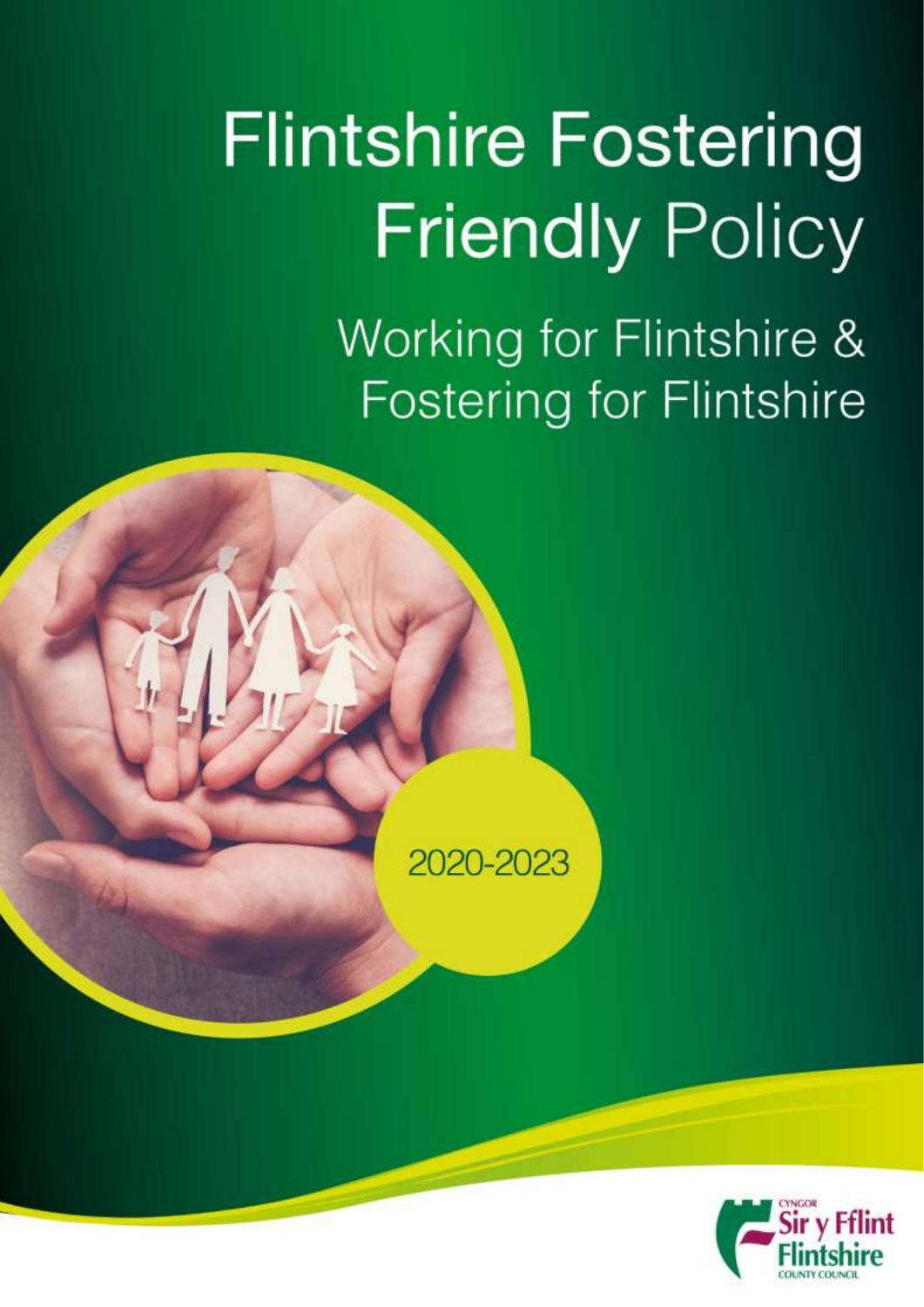# Flintshire Fostering Friendly Policy

## Working for Flintshire & Fostering for Flintshire

2020-2023

Cyngor Sir y Fflint
Flintshire County Council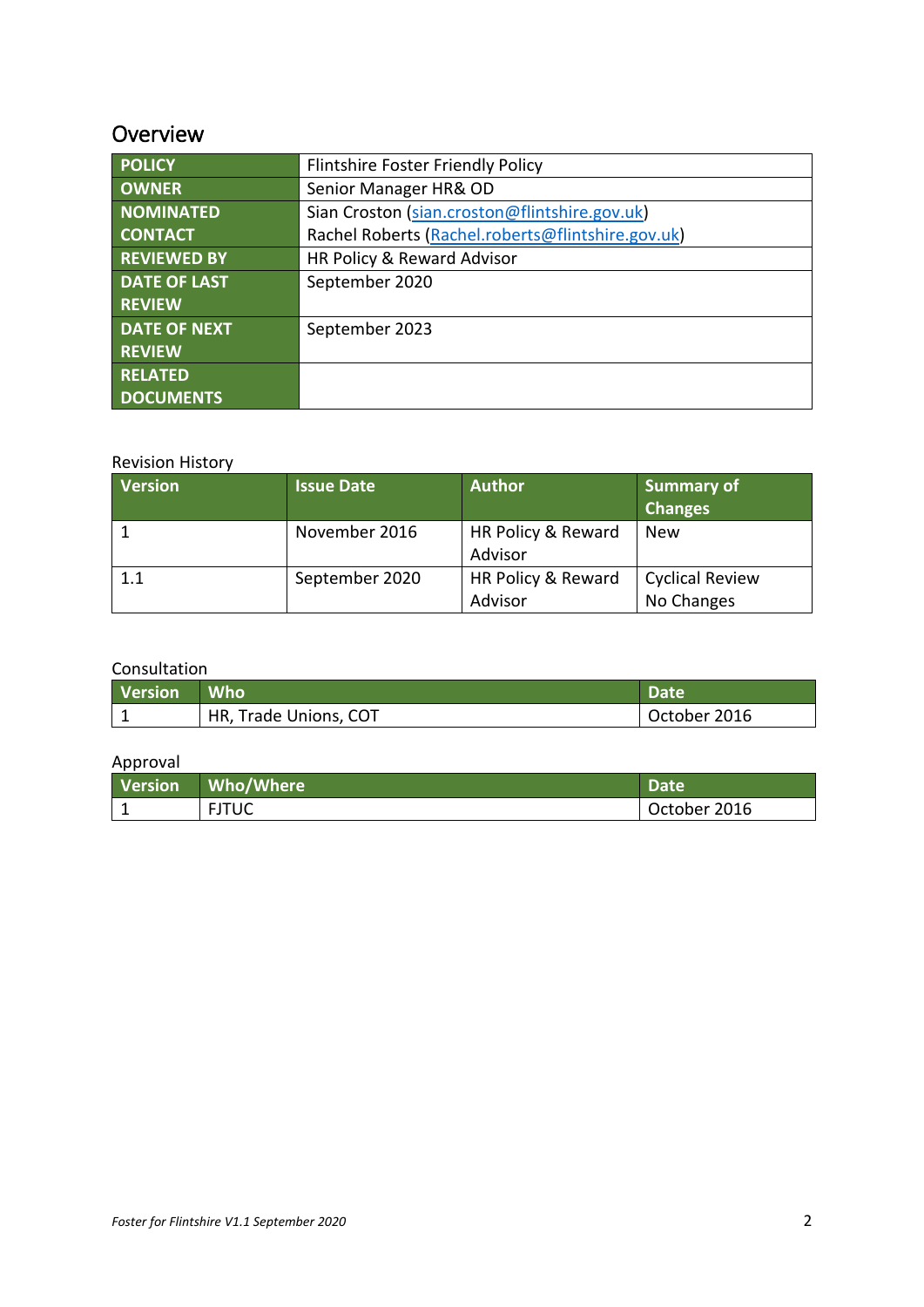## Overview

| | |
|---|---|
| **POLICY** | Flintshire Foster Friendly Policy |
| **OWNER** | Senior Manager HR& OD |
| **NOMINATED CONTACT** | Sian Croston (sian.croston@flintshire.gov.uk)<br>Rachel Roberts (Rachel.roberts@flintshire.gov.uk) |
| **REVIEWED BY** | HR Policy & Reward Advisor |
| **DATE OF LAST REVIEW** | September 2020 |
| **DATE OF NEXT REVIEW** | September 2023 |
| **RELATED DOCUMENTS** | |

Revision History

| Version | Issue Date | Author | Summary of Changes |
|---|---|---|---|
| 1 | November 2016 | HR Policy & Reward Advisor | New |
| 1.1 | September 2020 | HR Policy & Reward Advisor | Cyclical Review<br>No Changes |

Consultation

| Version | Who | Date |
|---|---|---|
| 1 | HR, Trade Unions, COT | October 2016 |

Approval

| Version | Who/Where | Date |
|---|---|---|
| 1 | FJTUC | October 2016 |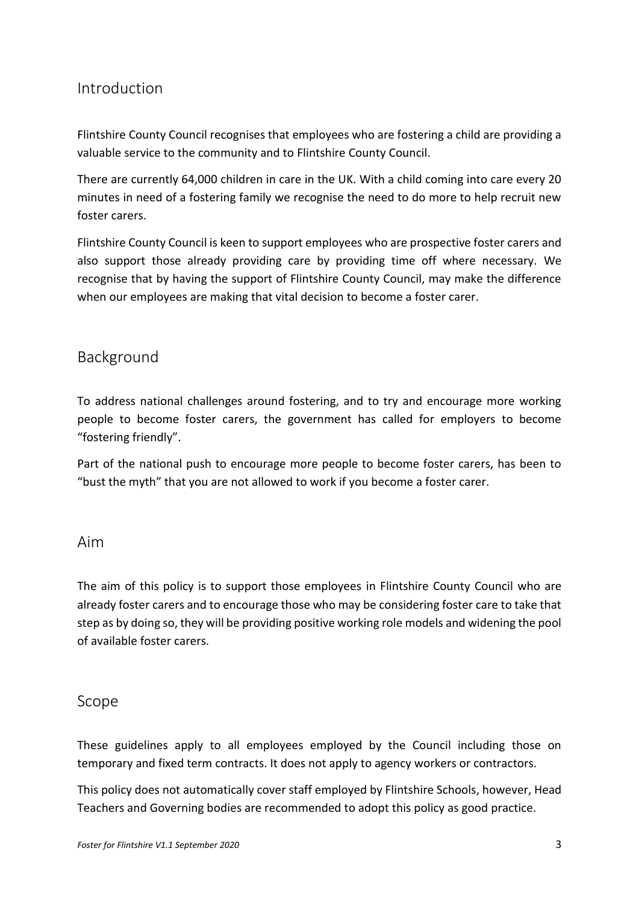## Introduction

Flintshire County Council recognises that employees who are fostering a child are providing a valuable service to the community and to Flintshire County Council.

There are currently 64,000 children in care in the UK. With a child coming into care every 20 minutes in need of a fostering family we recognise the need to do more to help recruit new foster carers.

Flintshire County Council is keen to support employees who are prospective foster carers and also support those already providing care by providing time off where necessary. We recognise that by having the support of Flintshire County Council, may make the difference when our employees are making that vital decision to become a foster carer.

## Background

To address national challenges around fostering, and to try and encourage more working people to become foster carers, the government has called for employers to become "fostering friendly".

Part of the national push to encourage more people to become foster carers, has been to "bust the myth" that you are not allowed to work if you become a foster carer.

## Aim

The aim of this policy is to support those employees in Flintshire County Council who are already foster carers and to encourage those who may be considering foster care to take that step as by doing so, they will be providing positive working role models and widening the pool of available foster carers.

## Scope

These guidelines apply to all employees employed by the Council including those on temporary and fixed term contracts. It does not apply to agency workers or contractors.

This policy does not automatically cover staff employed by Flintshire Schools, however, Head Teachers and Governing bodies are recommended to adopt this policy as good practice.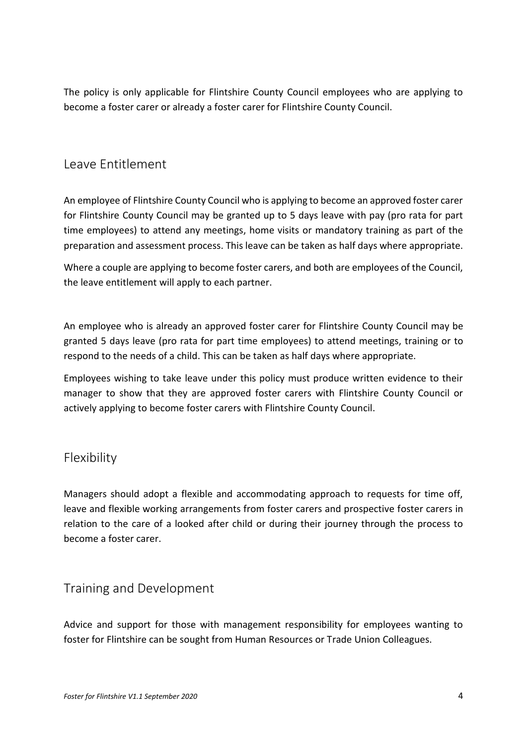The policy is only applicable for Flintshire County Council employees who are applying to become a foster carer or already a foster carer for Flintshire County Council.

## Leave Entitlement

An employee of Flintshire County Council who is applying to become an approved foster carer for Flintshire County Council may be granted up to 5 days leave with pay (pro rata for part time employees) to attend any meetings, home visits or mandatory training as part of the preparation and assessment process. This leave can be taken as half days where appropriate.

Where a couple are applying to become foster carers, and both are employees of the Council, the leave entitlement will apply to each partner.

An employee who is already an approved foster carer for Flintshire County Council may be granted 5 days leave (pro rata for part time employees) to attend meetings, training or to respond to the needs of a child. This can be taken as half days where appropriate.

Employees wishing to take leave under this policy must produce written evidence to their manager to show that they are approved foster carers with Flintshire County Council or actively applying to become foster carers with Flintshire County Council.

## Flexibility

Managers should adopt a flexible and accommodating approach to requests for time off, leave and flexible working arrangements from foster carers and prospective foster carers in relation to the care of a looked after child or during their journey through the process to become a foster carer.

## Training and Development

Advice and support for those with management responsibility for employees wanting to foster for Flintshire can be sought from Human Resources or Trade Union Colleagues.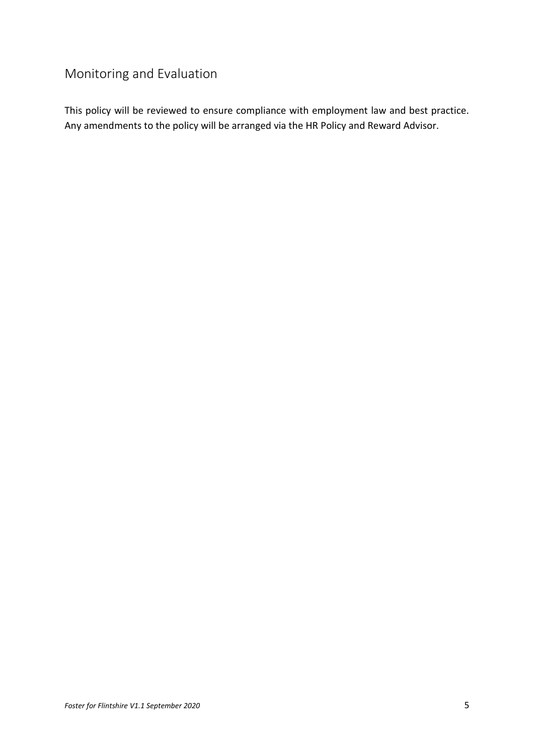## Monitoring and Evaluation

This policy will be reviewed to ensure compliance with employment law and best practice. Any amendments to the policy will be arranged via the HR Policy and Reward Advisor.